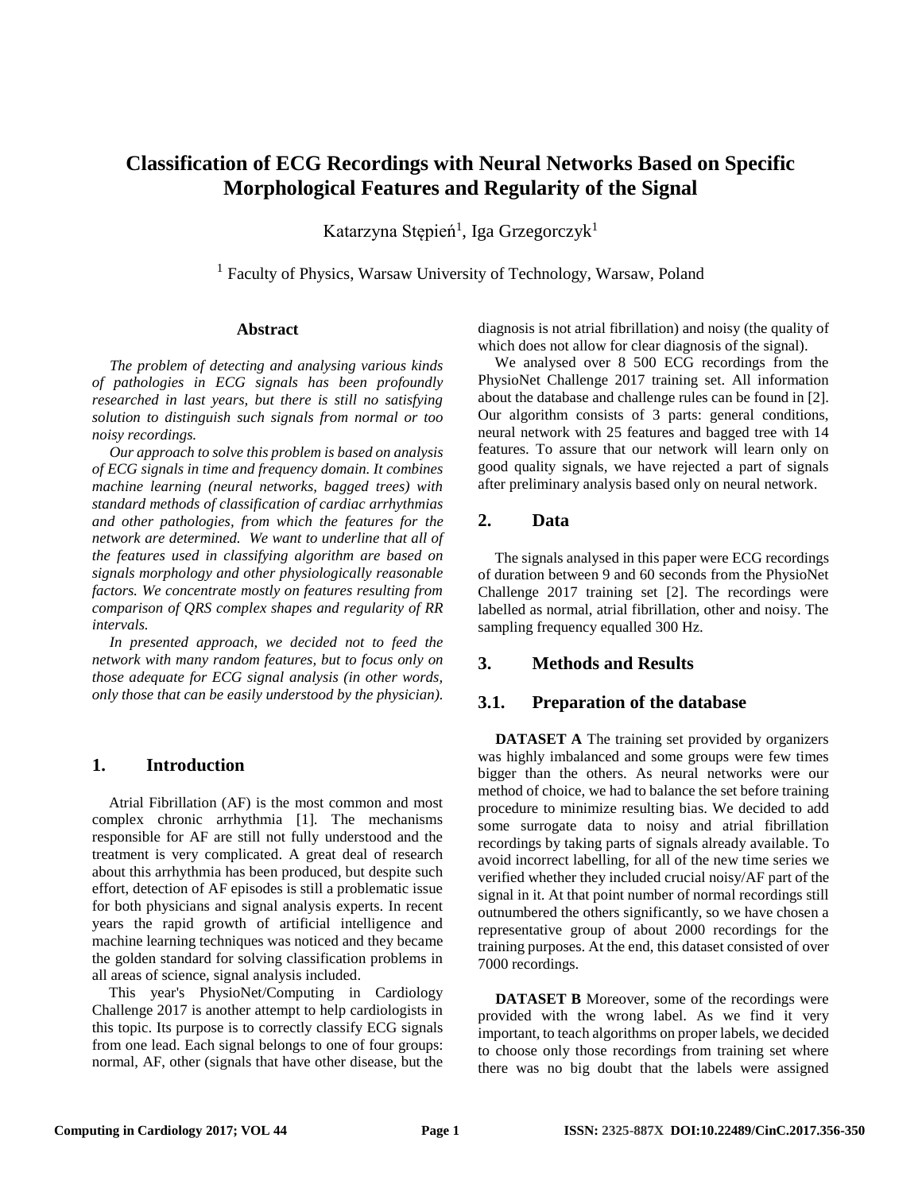# Classification of ECG Recordings with Neural Networks Based on Specific Morphological Features and Regularity of the Signal

Katarzyna Stępień[1], Iga Grzegorczyk[1]

[1] Faculty of Physics, Warsaw University of Technology, Warsaw, Poland

## Abstract

*The problem of detecting and analysing various kinds of pathologies in ECG signals has been profoundly researched in last years, but there is still no satisfying solution to distinguish such signals from normal or too noisy recordings.*

*Our approach to solve this problem is based on analysis of ECG signals in time and frequency domain. It combines machine learning (neural networks, bagged trees) with standard methods of classification of cardiac arrhythmias and other pathologies, from which the features for the network are determined. We want to underline that all of the features used in classifying algorithm are based on signals morphology and other physiologically reasonable factors. We concentrate mostly on features resulting from comparison of QRS complex shapes and regularity of RR intervals.*

*In presented approach, we decided not to feed the network with many random features, but to focus only on those adequate for ECG signal analysis (in other words, only those that can be easily understood by the physician).*

## 1. Introduction

Atrial Fibrillation (AF) is the most common and most complex chronic arrhythmia [1]. The mechanisms responsible for AF are still not fully understood and the treatment is very complicated. A great deal of research about this arrhythmia has been produced, but despite such effort, detection of AF episodes is still a problematic issue for both physicians and signal analysis experts. In recent years the rapid growth of artificial intelligence and machine learning techniques was noticed and they became the golden standard for solving classification problems in all areas of science, signal analysis included.

This year's PhysioNet/Computing in Cardiology Challenge 2017 is another attempt to help cardiologists in this topic. Its purpose is to correctly classify ECG signals from one lead. Each signal belongs to one of four groups: normal, AF, other (signals that have other disease, but the diagnosis is not atrial fibrillation) and noisy (the quality of which does not allow for clear diagnosis of the signal).

We analysed over 8 500 ECG recordings from the PhysioNet Challenge 2017 training set. All information about the database and challenge rules can be found in [2]. Our algorithm consists of 3 parts: general conditions, neural network with 25 features and bagged tree with 14 features. To assure that our network will learn only on good quality signals, we have rejected a part of signals after preliminary analysis based only on neural network.

## 2. Data

The signals analysed in this paper were ECG recordings of duration between 9 and 60 seconds from the PhysioNet Challenge 2017 training set [2]. The recordings were labelled as normal, atrial fibrillation, other and noisy. The sampling frequency equalled 300 Hz.

## 3. Methods and Results

### 3.1. Preparation of the database

**DATASET A** The training set provided by organizers was highly imbalanced and some groups were few times bigger than the others. As neural networks were our method of choice, we had to balance the set before training procedure to minimize resulting bias. We decided to add some surrogate data to noisy and atrial fibrillation recordings by taking parts of signals already available. To avoid incorrect labelling, for all of the new time series we verified whether they included crucial noisy/AF part of the signal in it. At that point number of normal recordings still outnumbered the others significantly, so we have chosen a representative group of about 2000 recordings for the training purposes. At the end, this dataset consisted of over 7000 recordings.

**DATASET B** Moreover, some of the recordings were provided with the wrong label. As we find it very important, to teach algorithms on proper labels, we decided to choose only those recordings from training set where there was no big doubt that the labels were assigned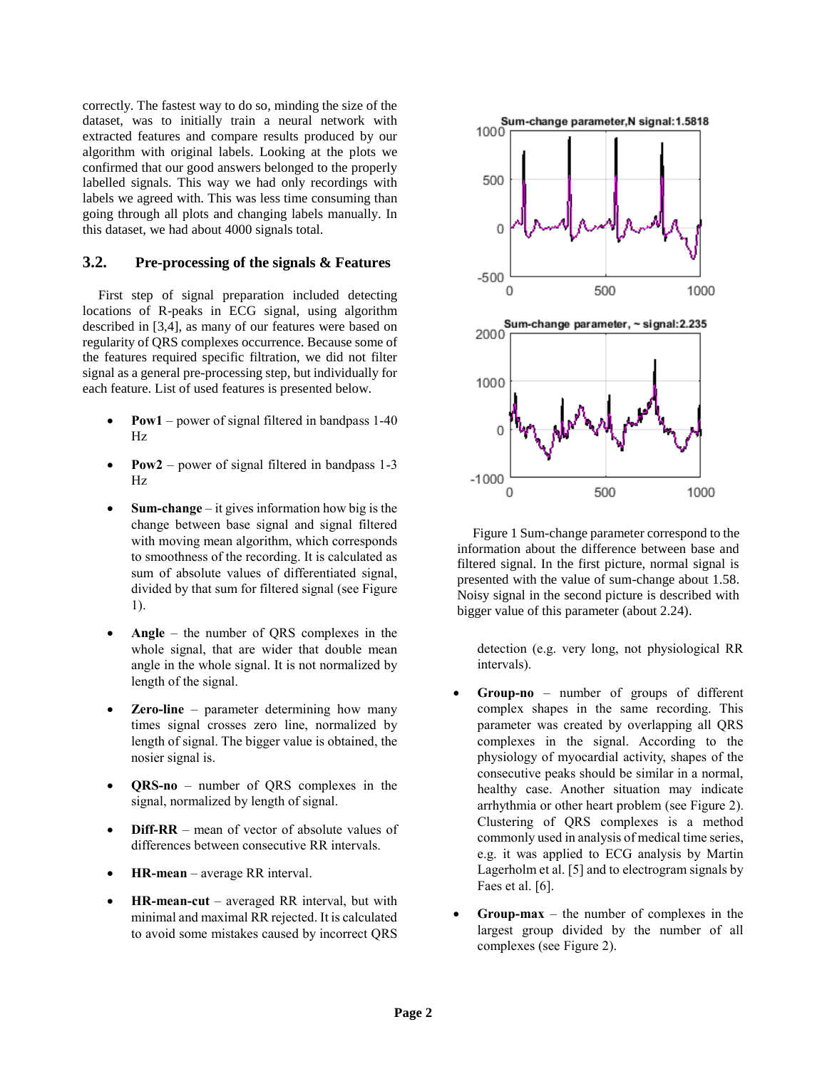correctly. The fastest way to do so, minding the size of the dataset, was to initially train a neural network with extracted features and compare results produced by our algorithm with original labels. Looking at the plots we confirmed that our good answers belonged to the properly labelled signals. This way we had only recordings with labels we agreed with. This was less time consuming than going through all plots and changing labels manually. In this dataset, we had about 4000 signals total.

### 3.2. Pre-processing of the signals & Features

First step of signal preparation included detecting locations of R-peaks in ECG signal, using algorithm described in [3,4], as many of our features were based on regularity of QRS complexes occurrence. Because some of the features required specific filtration, we did not filter signal as a general pre-processing step, but individually for each feature. List of used features is presented below.

- **Pow1** – power of signal filtered in bandpass 1-40 Hz
- **Pow2** – power of signal filtered in bandpass 1-3 Hz
- **Sum-change** – it gives information how big is the change between base signal and signal filtered with moving mean algorithm, which corresponds to smoothness of the recording. It is calculated as sum of absolute values of differentiated signal, divided by that sum for filtered signal (see Figure 1).
- **Angle** – the number of QRS complexes in the whole signal, that are wider that double mean angle in the whole signal. It is not normalized by length of the signal.
- **Zero-line** – parameter determining how many times signal crosses zero line, normalized by length of signal. The bigger value is obtained, the nosier signal is.
- **QRS-no** – number of QRS complexes in the signal, normalized by length of signal.
- **Diff-RR** – mean of vector of absolute values of differences between consecutive RR intervals.
- **HR-mean** – average RR interval.
- **HR-mean-cut** – averaged RR interval, but with minimal and maximal RR rejected. It is calculated to avoid some mistakes caused by incorrect QRS detection (e.g. very long, not physiological RR intervals).

Figure 1 Sum-change parameter correspond to the information about the difference between base and filtered signal. In the first picture, normal signal is presented with the value of sum-change about 1.58. Noisy signal in the second picture is described with bigger value of this parameter (about 2.24).

- **Group-no** – number of groups of different complex shapes in the same recording. This parameter was created by overlapping all QRS complexes in the signal. According to the physiology of myocardial activity, shapes of the consecutive peaks should be similar in a normal, healthy case. Another situation may indicate arrhythmia or other heart problem (see Figure 2). Clustering of QRS complexes is a method commonly used in analysis of medical time series, e.g. it was applied to ECG analysis by Martin Lagerholm et al. [5] and to electrogram signals by Faes et al. [6].
- **Group-max** – the number of complexes in the largest group divided by the number of all complexes (see Figure 2).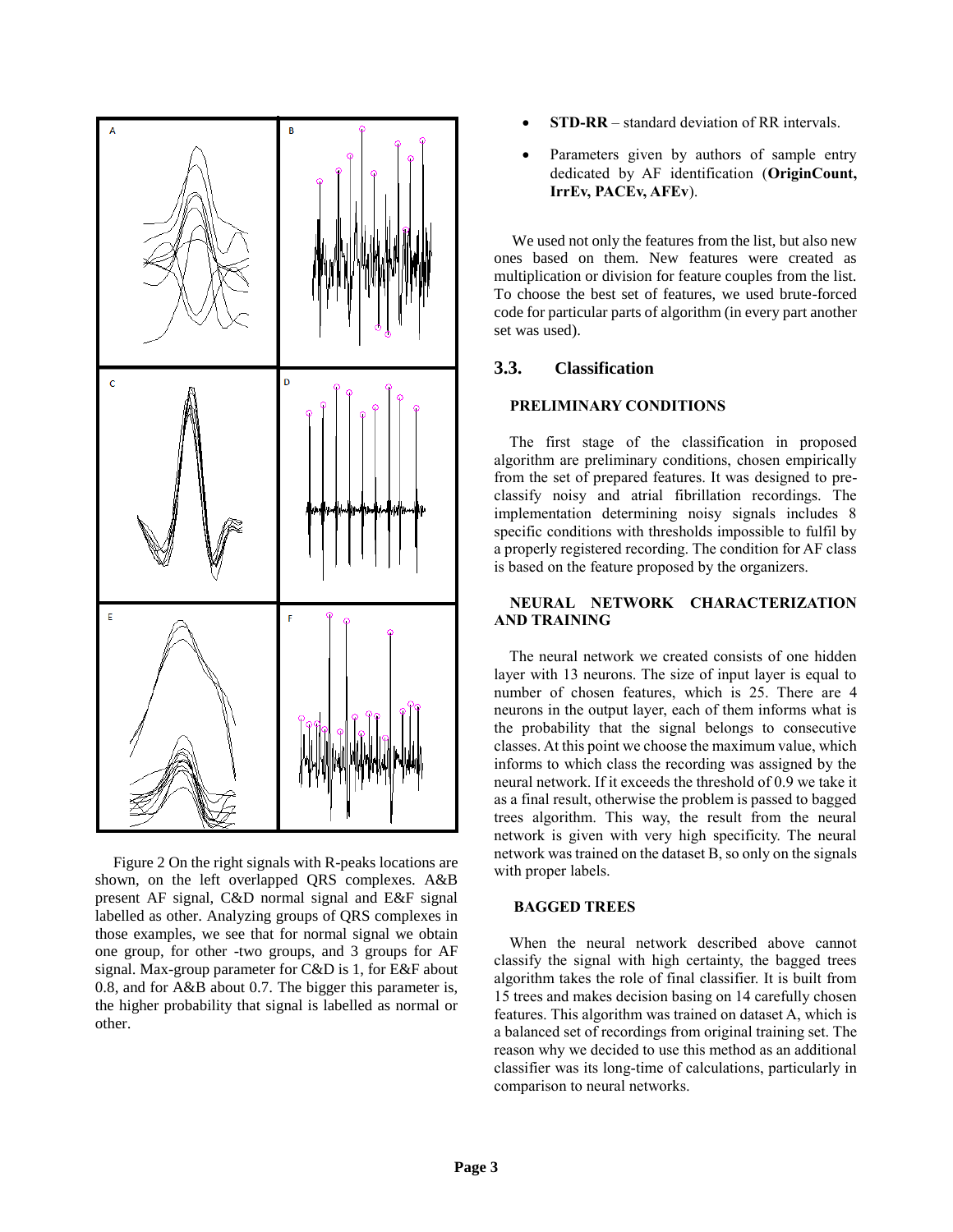Figure 2 On the right signals with R-peaks locations are shown, on the left overlapped QRS complexes. A&B present AF signal, C&D normal signal and E&F signal labelled as other. Analyzing groups of QRS complexes in those examples, we see that for normal signal we obtain one group, for other -two groups, and 3 groups for AF signal. Max-group parameter for C&D is 1, for E&F about 0.8, and for A&B about 0.7. The bigger this parameter is, the higher probability that signal is labelled as normal or other.

- **STD-RR** – standard deviation of RR intervals.
- Parameters given by authors of sample entry dedicated by AF identification (**OriginCount, IrrEv, PACEv, AFEv**).

We used not only the features from the list, but also new ones based on them. New features were created as multiplication or division for feature couples from the list. To choose the best set of features, we used brute-forced code for particular parts of algorithm (in every part another set was used).

## 3.3. Classification

### PRELIMINARY CONDITIONS

The first stage of the classification in proposed algorithm are preliminary conditions, chosen empirically from the set of prepared features. It was designed to pre-classify noisy and atrial fibrillation recordings. The implementation determining noisy signals includes 8 specific conditions with thresholds impossible to fulfil by a properly registered recording. The condition for AF class is based on the feature proposed by the organizers.

### NEURAL NETWORK CHARACTERIZATION AND TRAINING

The neural network we created consists of one hidden layer with 13 neurons. The size of input layer is equal to number of chosen features, which is 25. There are 4 neurons in the output layer, each of them informs what is the probability that the signal belongs to consecutive classes. At this point we choose the maximum value, which informs to which class the recording was assigned by the neural network. If it exceeds the threshold of 0.9 we take it as a final result, otherwise the problem is passed to bagged trees algorithm. This way, the result from the neural network is given with very high specificity. The neural network was trained on the dataset B, so only on the signals with proper labels.

### BAGGED TREES

When the neural network described above cannot classify the signal with high certainty, the bagged trees algorithm takes the role of final classifier. It is built from 15 trees and makes decision basing on 14 carefully chosen features. This algorithm was trained on dataset A, which is a balanced set of recordings from original training set. The reason why we decided to use this method as an additional classifier was its long-time of calculations, particularly in comparison to neural networks.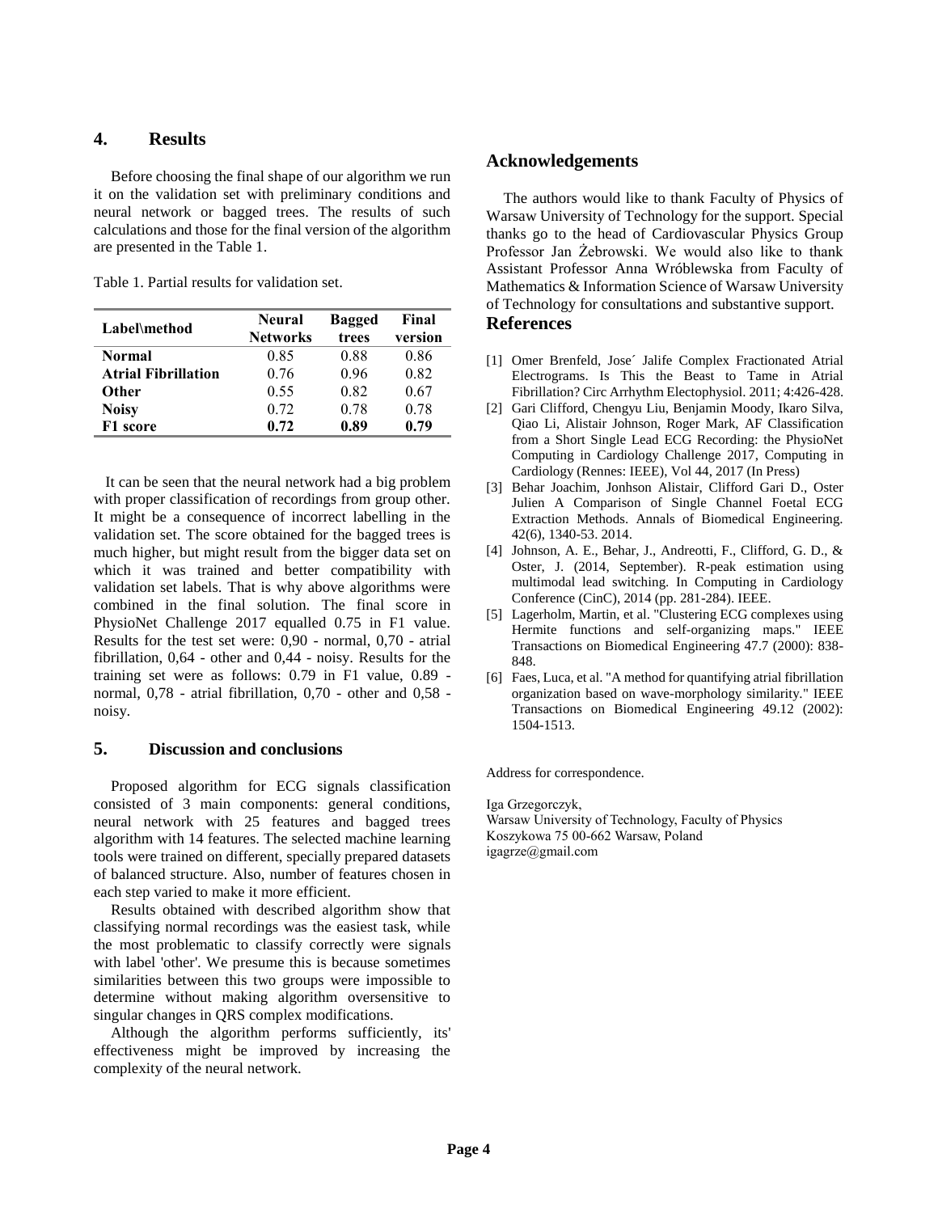## 4. Results

Before choosing the final shape of our algorithm we run it on the validation set with preliminary conditions and neural network or bagged trees. The results of such calculations and those for the final version of the algorithm are presented in the Table 1.

Table 1. Partial results for validation set.

| Label\method | Neural Networks | Bagged trees | Final version |
|---|---|---|---|
| **Normal** | 0.85 | 0.88 | 0.86 |
| **Atrial Fibrillation** | 0.76 | 0.96 | 0.82 |
| **Other** | 0.55 | 0.82 | 0.67 |
| **Noisy** | 0.72 | 0.78 | 0.78 |
| **F1 score** | **0.72** | **0.89** | **0.79** |

It can be seen that the neural network had a big problem with proper classification of recordings from group other. It might be a consequence of incorrect labelling in the validation set. The score obtained for the bagged trees is much higher, but might result from the bigger data set on which it was trained and better compatibility with validation set labels. That is why above algorithms were combined in the final solution. The final score in PhysioNet Challenge 2017 equalled 0.75 in F1 value. Results for the test set were: 0,90 - normal, 0,70 - atrial fibrillation, 0,64 - other and 0,44 - noisy. Results for the training set were as follows: 0.79 in F1 value, 0.89 - normal, 0,78 - atrial fibrillation, 0,70 - other and 0,58 - noisy.

## 5. Discussion and conclusions

Proposed algorithm for ECG signals classification consisted of 3 main components: general conditions, neural network with 25 features and bagged trees algorithm with 14 features. The selected machine learning tools were trained on different, specially prepared datasets of balanced structure. Also, number of features chosen in each step varied to make it more efficient.

Results obtained with described algorithm show that classifying normal recordings was the easiest task, while the most problematic to classify correctly were signals with label 'other'. We presume this is because sometimes similarities between this two groups were impossible to determine without making algorithm oversensitive to singular changes in QRS complex modifications.

Although the algorithm performs sufficiently, its' effectiveness might be improved by increasing the complexity of the neural network.

## Acknowledgements

The authors would like to thank Faculty of Physics of Warsaw University of Technology for the support. Special thanks go to the head of Cardiovascular Physics Group Professor Jan Żebrowski. We would also like to thank Assistant Professor Anna Wróblewska from Faculty of Mathematics & Information Science of Warsaw University of Technology for consultations and substantive support.

## References

[1] Omer Brenfeld, Jose´ Jalife Complex Fractionated Atrial Electrograms. Is This the Beast to Tame in Atrial Fibrillation? Circ Arrhythm Electophysiol. 2011; 4:426-428.

[2] Gari Clifford, Chengyu Liu, Benjamin Moody, Ikaro Silva, Qiao Li, Alistair Johnson, Roger Mark, AF Classification from a Short Single Lead ECG Recording: the PhysioNet Computing in Cardiology Challenge 2017, Computing in Cardiology (Rennes: IEEE), Vol 44, 2017 (In Press)

[3] Behar Joachim, Jonhson Alistair, Clifford Gari D., Oster Julien A Comparison of Single Channel Foetal ECG Extraction Methods. Annals of Biomedical Engineering. 42(6), 1340-53. 2014.

[4] Johnson, A. E., Behar, J., Andreotti, F., Clifford, G. D., & Oster, J. (2014, September). R-peak estimation using multimodal lead switching. In Computing in Cardiology Conference (CinC), 2014 (pp. 281-284). IEEE.

[5] Lagerholm, Martin, et al. "Clustering ECG complexes using Hermite functions and self-organizing maps." IEEE Transactions on Biomedical Engineering 47.7 (2000): 838-848.

[6] Faes, Luca, et al. "A method for quantifying atrial fibrillation organization based on wave-morphology similarity." IEEE Transactions on Biomedical Engineering 49.12 (2002): 1504-1513.

Address for correspondence.

Iga Grzegorczyk,
Warsaw University of Technology, Faculty of Physics
Koszykowa 75 00-662 Warsaw, Poland
igagrze@gmail.com